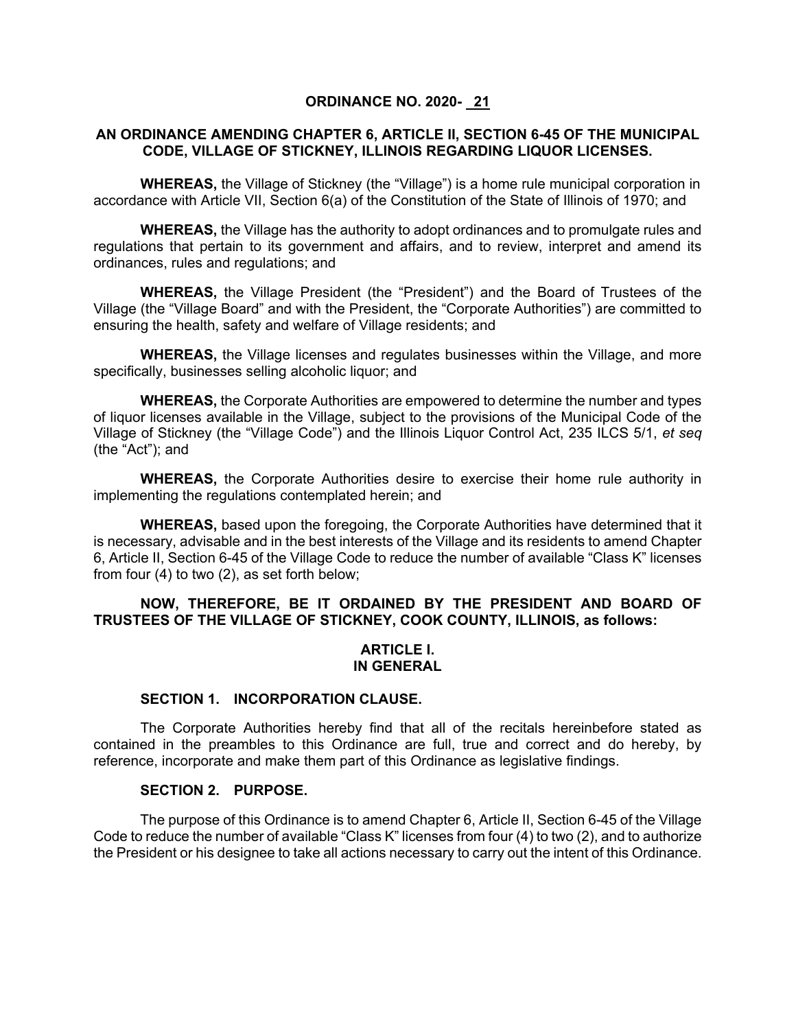# ORDINANCE NO. 2020- 21

## AN ORDINANCE AMENDING CHAPTER 6, ARTICLE II, SECTION 6-45 OF THE MUNICIPAL CODE, VILLAGE OF STICKNEY, ILLINOIS REGARDING LIQUOR LICENSES.

**WHEREAS,** the Village of Stickney (the "Village") is a home rule municipal corporation in accordance with Article VII, Section 6(a) of the Constitution of the State of Illinois of 1970; and

**WHEREAS,** the Village has the authority to adopt ordinances and to promulgate rules and regulations that pertain to its government and affairs, and to review, interpret and amend its ordinances, rules and regulations; and

**WHEREAS,** the Village President (the "President") and the Board of Trustees of the Village (the "Village Board" and with the President, the "Corporate Authorities") are committed to ensuring the health, safety and welfare of Village residents; and

**WHEREAS,** the Village licenses and regulates businesses within the Village, and more specifically, businesses selling alcoholic liquor; and

**WHEREAS,** the Corporate Authorities are empowered to determine the number and types of liquor licenses available in the Village, subject to the provisions of the Municipal Code of the Village of Stickney (the "Village Code") and the Illinois Liquor Control Act, 235 ILCS 5/1, *et seq* (the "Act"); and

**WHEREAS,** the Corporate Authorities desire to exercise their home rule authority in implementing the regulations contemplated herein; and

**WHEREAS,** based upon the foregoing, the Corporate Authorities have determined that it is necessary, advisable and in the best interests of the Village and its residents to amend Chapter 6, Article II, Section 6-45 of the Village Code to reduce the number of available "Class K" licenses from four (4) to two (2), as set forth below;

**NOW, THEREFORE, BE IT ORDAINED BY THE PRESIDENT AND BOARD OF TRUSTEES OF THE VILLAGE OF STICKNEY, COOK COUNTY, ILLINOIS, as follows:**

## ARTICLE I.
## IN GENERAL

### SECTION 1. INCORPORATION CLAUSE.

The Corporate Authorities hereby find that all of the recitals hereinbefore stated as contained in the preambles to this Ordinance are full, true and correct and do hereby, by reference, incorporate and make them part of this Ordinance as legislative findings.

### SECTION 2. PURPOSE.

The purpose of this Ordinance is to amend Chapter 6, Article II, Section 6-45 of the Village Code to reduce the number of available "Class K" licenses from four (4) to two (2), and to authorize the President or his designee to take all actions necessary to carry out the intent of this Ordinance.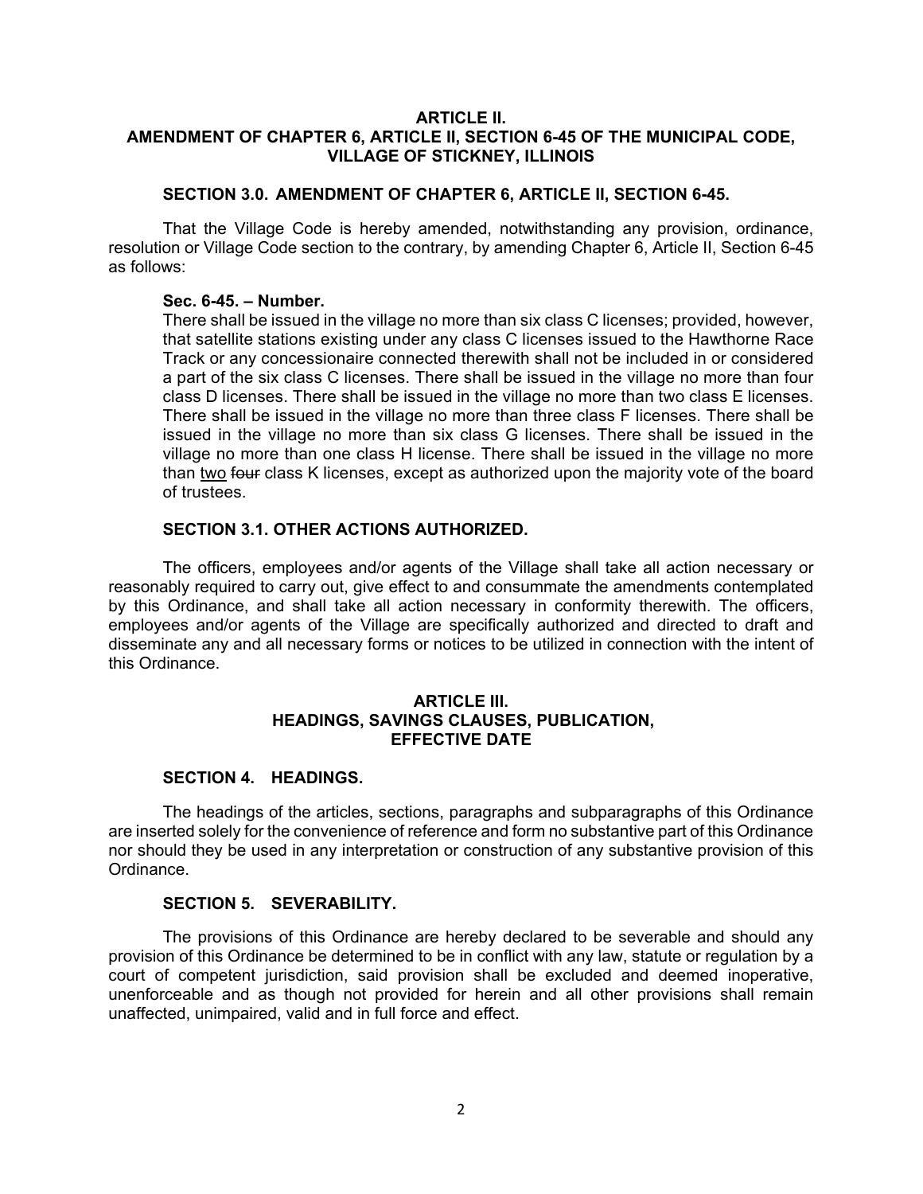## ARTICLE II.
## AMENDMENT OF CHAPTER 6, ARTICLE II, SECTION 6-45 OF THE MUNICIPAL CODE, VILLAGE OF STICKNEY, ILLINOIS

### SECTION 3.0. AMENDMENT OF CHAPTER 6, ARTICLE II, SECTION 6-45.

That the Village Code is hereby amended, notwithstanding any provision, ordinance, resolution or Village Code section to the contrary, by amending Chapter 6, Article II, Section 6-45 as follows:

**Sec. 6-45. – Number.**

There shall be issued in the village no more than six class C licenses; provided, however, that satellite stations existing under any class C licenses issued to the Hawthorne Race Track or any concessionaire connected therewith shall not be included in or considered a part of the six class C licenses. There shall be issued in the village no more than four class D licenses. There shall be issued in the village no more than two class E licenses. There shall be issued in the village no more than three class F licenses. There shall be issued in the village no more than six class G licenses. There shall be issued in the village no more than one class H license. There shall be issued in the village no more than <u>two</u> ~~four~~ class K licenses, except as authorized upon the majority vote of the board of trustees.

### SECTION 3.1. OTHER ACTIONS AUTHORIZED.

The officers, employees and/or agents of the Village shall take all action necessary or reasonably required to carry out, give effect to and consummate the amendments contemplated by this Ordinance, and shall take all action necessary in conformity therewith. The officers, employees and/or agents of the Village are specifically authorized and directed to draft and disseminate any and all necessary forms or notices to be utilized in connection with the intent of this Ordinance.

## ARTICLE III.
## HEADINGS, SAVINGS CLAUSES, PUBLICATION, EFFECTIVE DATE

### SECTION 4. HEADINGS.

The headings of the articles, sections, paragraphs and subparagraphs of this Ordinance are inserted solely for the convenience of reference and form no substantive part of this Ordinance nor should they be used in any interpretation or construction of any substantive provision of this Ordinance.

### SECTION 5. SEVERABILITY.

The provisions of this Ordinance are hereby declared to be severable and should any provision of this Ordinance be determined to be in conflict with any law, statute or regulation by a court of competent jurisdiction, said provision shall be excluded and deemed inoperative, unenforceable and as though not provided for herein and all other provisions shall remain unaffected, unimpaired, valid and in full force and effect.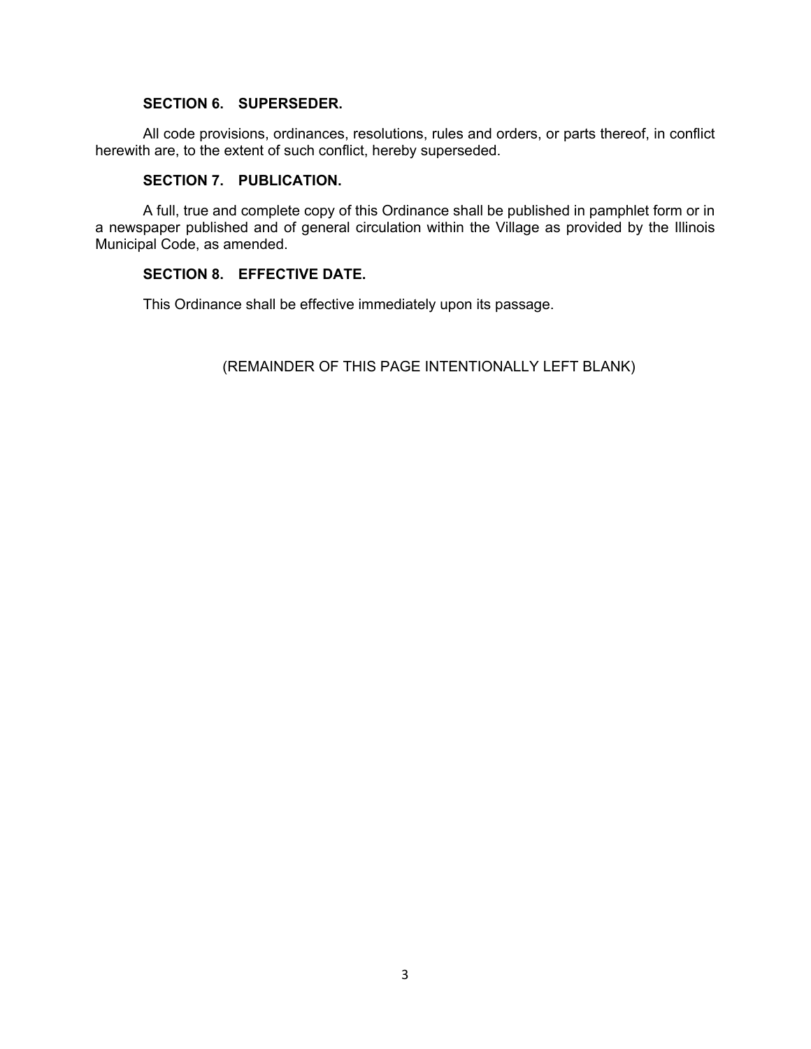**SECTION 6. SUPERSEDER.**

All code provisions, ordinances, resolutions, rules and orders, or parts thereof, in conflict herewith are, to the extent of such conflict, hereby superseded.

**SECTION 7. PUBLICATION.**

A full, true and complete copy of this Ordinance shall be published in pamphlet form or in a newspaper published and of general circulation within the Village as provided by the Illinois Municipal Code, as amended.

**SECTION 8. EFFECTIVE DATE.**

This Ordinance shall be effective immediately upon its passage.

(REMAINDER OF THIS PAGE INTENTIONALLY LEFT BLANK)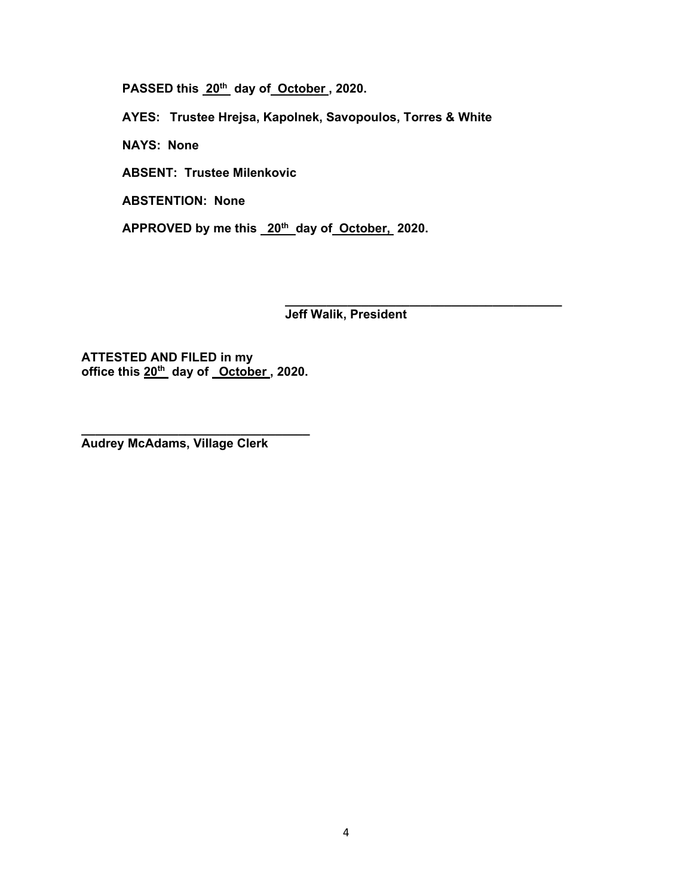**PASSED this 20th day of October , 2020.**

**AYES: Trustee Hrejsa, Kapolnek, Savopoulos, Torres & White**

**NAYS: None**

**ABSENT: Trustee Milenkovic**

**ABSTENTION: None**

**APPROVED by me this 20th day of October, 2020.**

\_\_\_\_\_\_\_\_\_\_\_\_\_\_\_\_\_\_\_\_\_\_\_\_\_\_\_\_\_\_\_\_\_\_\_\_\_\_\_\_\_\_
**Jeff Walik, President**

**ATTESTED AND FILED in my**
**office this 20th day of October , 2020.**

\_\_\_\_\_\_\_\_\_\_\_\_\_\_\_\_\_\_\_\_\_\_\_\_\_\_\_\_\_\_\_\_\_\_\_
**Audrey McAdams, Village Clerk**